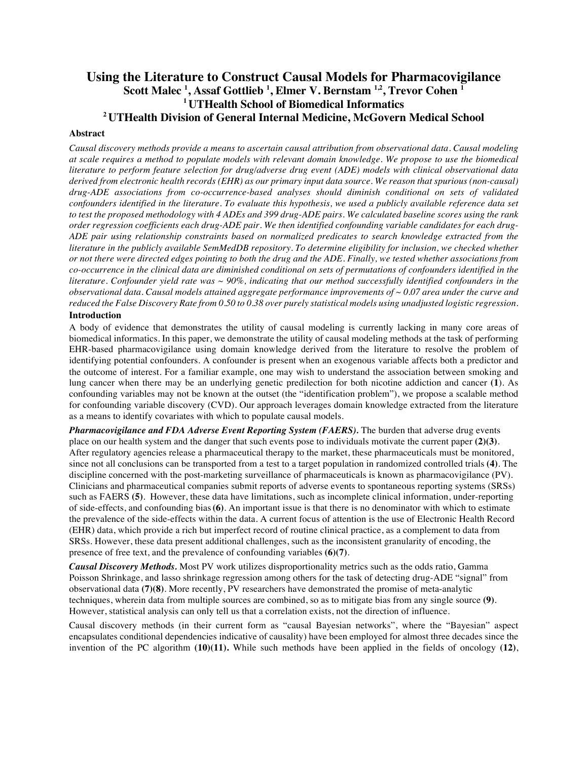# Using the Literature to Construct Causal Models for Pharmacovigilance

**Scott Malec [1], Assaf Gottlieb [1], Elmer V. Bernstam [1,2], Trevor Cohen [1]**

**[1] UTHealth School of Biomedical Informatics**

**[2] UTHealth Division of General Internal Medicine, McGovern Medical School**

### Abstract

*Causal discovery methods provide a means to ascertain causal attribution from observational data. Causal modeling at scale requires a method to populate models with relevant domain knowledge. We propose to use the biomedical literature to perform feature selection for drug/adverse drug event (ADE) models with clinical observational data derived from electronic health records (EHR) as our primary input data source. We reason that spurious (non-causal) drug-ADE associations from co-occurrence-based analyses should diminish conditional on sets of validated confounders identified in the literature. To evaluate this hypothesis, we used a publicly available reference data set to test the proposed methodology with 4 ADEs and 399 drug-ADE pairs. We calculated baseline scores using the rank order regression coefficients each drug-ADE pair. We then identified confounding variable candidates for each drug-ADE pair using relationship constraints based on normalized predicates to search knowledge extracted from the literature in the publicly available SemMedDB repository. To determine eligibility for inclusion, we checked whether or not there were directed edges pointing to both the drug and the ADE. Finally, we tested whether associations from co-occurrence in the clinical data are diminished conditional on sets of permutations of confounders identified in the literature. Confounder yield rate was ~ 90%, indicating that our method successfully identified confounders in the observational data. Causal models attained aggregate performance improvements of ~ 0.07 area under the curve and reduced the False Discovery Rate from 0.50 to 0.38 over purely statistical models using unadjusted logistic regression.*

### Introduction

A body of evidence that demonstrates the utility of causal modeling is currently lacking in many core areas of biomedical informatics. In this paper, we demonstrate the utility of causal modeling methods at the task of performing EHR-based pharmacovigilance using domain knowledge derived from the literature to resolve the problem of identifying potential confounders. A confounder is present when an exogenous variable affects both a predictor and the outcome of interest. For a familiar example, one may wish to understand the association between smoking and lung cancer when there may be an underlying genetic predilection for both nicotine addiction and cancer **(1)**. As confounding variables may not be known at the outset (the "identification problem"), we propose a scalable method for confounding variable discovery (CVD). Our approach leverages domain knowledge extracted from the literature as a means to identify covariates with which to populate causal models.

***Pharmacovigilance and FDA Adverse Event Reporting System (FAERS).*** The burden that adverse drug events place on our health system and the danger that such events pose to individuals motivate the current paper **(2)(3)**. After regulatory agencies release a pharmaceutical therapy to the market, these pharmaceuticals must be monitored, since not all conclusions can be transported from a test to a target population in randomized controlled trials **(4)**. The discipline concerned with the post-marketing surveillance of pharmaceuticals is known as pharmacovigilance (PV). Clinicians and pharmaceutical companies submit reports of adverse events to spontaneous reporting systems (SRSs) such as FAERS **(5)**. However, these data have limitations, such as incomplete clinical information, under-reporting of side-effects, and confounding bias **(6)**. An important issue is that there is no denominator with which to estimate the prevalence of the side-effects within the data. A current focus of attention is the use of Electronic Health Record (EHR) data, which provide a rich but imperfect record of routine clinical practice, as a complement to data from SRSs. However, these data present additional challenges, such as the inconsistent granularity of encoding, the presence of free text, and the prevalence of confounding variables **(6)(7)**.

***Causal Discovery Methods.*** Most PV work utilizes disproportionality metrics such as the odds ratio, Gamma Poisson Shrinkage, and lasso shrinkage regression among others for the task of detecting drug-ADE "signal" from observational data **(7)(8)**. More recently, PV researchers have demonstrated the promise of meta-analytic techniques, wherein data from multiple sources are combined, so as to mitigate bias from any single source **(9)**. However, statistical analysis can only tell us that a correlation exists, not the direction of influence.

Causal discovery methods (in their current form as "causal Bayesian networks", where the "Bayesian" aspect encapsulates conditional dependencies indicative of causality) have been employed for almost three decades since the invention of the PC algorithm **(10)(11).** While such methods have been applied in the fields of oncology **(12)**,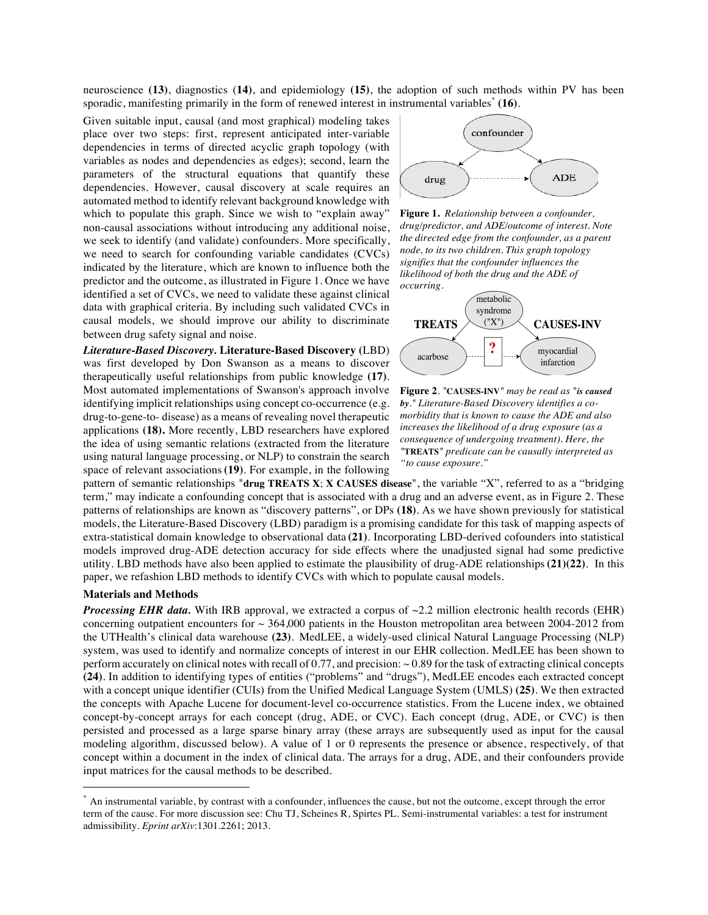neuroscience **(13)**, diagnostics **(14)**, and epidemiology **(15)**, the adoption of such methods within PV has been sporadic, manifesting primarily in the form of renewed interest in instrumental variables* **(16)**.

Given suitable input, causal (and most graphical) modeling takes place over two steps: first, represent anticipated inter-variable dependencies in terms of directed acyclic graph topology (with variables as nodes and dependencies as edges); second, learn the parameters of the structural equations that quantify these dependencies. However, causal discovery at scale requires an automated method to identify relevant background knowledge with which to populate this graph. Since we wish to "explain away" non-causal associations without introducing any additional noise, we seek to identify (and validate) confounders. More specifically, we need to search for confounding variable candidates (CVCs) indicated by the literature, which are known to influence both the predictor and the outcome, as illustrated in Figure 1. Once we have identified a set of CVCs, we need to validate these against clinical data with graphical criteria. By including such validated CVCs in causal models, we should improve our ability to discriminate between drug safety signal and noise.

**Figure 1.** *Relationship between a confounder, drug/predictor, and ADE/outcome of interest. Note the directed edge from the confounder, as a parent node, to its two children. This graph topology signifies that the confounder influences the likelihood of both the drug and the ADE of occurring.*

**Figure 2**. "**CAUSES-INV**" *may be read as "**is caused by**." Literature-Based Discovery identifies a co-morbidity that is known to cause the ADE and also increases the likelihood of a drug exposure (as a consequence of undergoing treatment). Here, the "***TREATS***" predicate can be causally interpreted as "to cause exposure."*

***Literature-Based Discovery.*** **Literature-Based Discovery** (LBD) was first developed by Don Swanson as a means to discover therapeutically useful relationships from public knowledge **(17)**. Most automated implementations of Swanson's approach involve identifying implicit relationships using concept co-occurrence (e.g. drug-to-gene-to- disease) as a means of revealing novel therapeutic applications **(18).** More recently, LBD researchers have explored the idea of using semantic relations (extracted from the literature using natural language processing, or NLP) to constrain the search space of relevant associations **(19)**. For example, in the following pattern of semantic relationships "**drug TREATS X**; **X CAUSES disease**", the variable "X", referred to as a "bridging term," may indicate a confounding concept that is associated with a drug and an adverse event, as in Figure 2. These patterns of relationships are known as "discovery patterns", or DPs **(18)**. As we have shown previously for statistical models, the Literature-Based Discovery (LBD) paradigm is a promising candidate for this task of mapping aspects of extra-statistical domain knowledge to observational data **(21)**. Incorporating LBD-derived cofounders into statistical models improved drug-ADE detection accuracy for side effects where the unadjusted signal had some predictive utility. LBD methods have also been applied to estimate the plausibility of drug-ADE relationships **(21)(22)**. In this paper, we refashion LBD methods to identify CVCs with which to populate causal models.

## Materials and Methods

***Processing EHR data.*** With IRB approval, we extracted a corpus of ~2.2 million electronic health records (EHR) concerning outpatient encounters for ~ 364,000 patients in the Houston metropolitan area between 2004-2012 from the UTHealth's clinical data warehouse **(23)**. MedLEE, a widely-used clinical Natural Language Processing (NLP) system, was used to identify and normalize concepts of interest in our EHR collection. MedLEE has been shown to perform accurately on clinical notes with recall of 0.77, and precision: ~ 0.89 for the task of extracting clinical concepts **(24)**. In addition to identifying types of entities ("problems" and "drugs"), MedLEE encodes each extracted concept with a concept unique identifier (CUIs) from the Unified Medical Language System (UMLS) **(25)**. We then extracted the concepts with Apache Lucene for document-level co-occurrence statistics. From the Lucene index, we obtained concept-by-concept arrays for each concept (drug, ADE, or CVC). Each concept (drug, ADE, or CVC) is then persisted and processed as a large sparse binary array (these arrays are subsequently used as input for the causal modeling algorithm, discussed below). A value of 1 or 0 represents the presence or absence, respectively, of that concept within a document in the index of clinical data. The arrays for a drug, ADE, and their confounders provide input matrices for the causal methods to be described.

* An instrumental variable, by contrast with a confounder, influences the cause, but not the outcome, except through the error term of the cause. For more discussion see: Chu TJ, Scheines R, Spirtes PL. Semi-instrumental variables: a test for instrument admissibility. *Eprint arXiv*:1301.2261; 2013.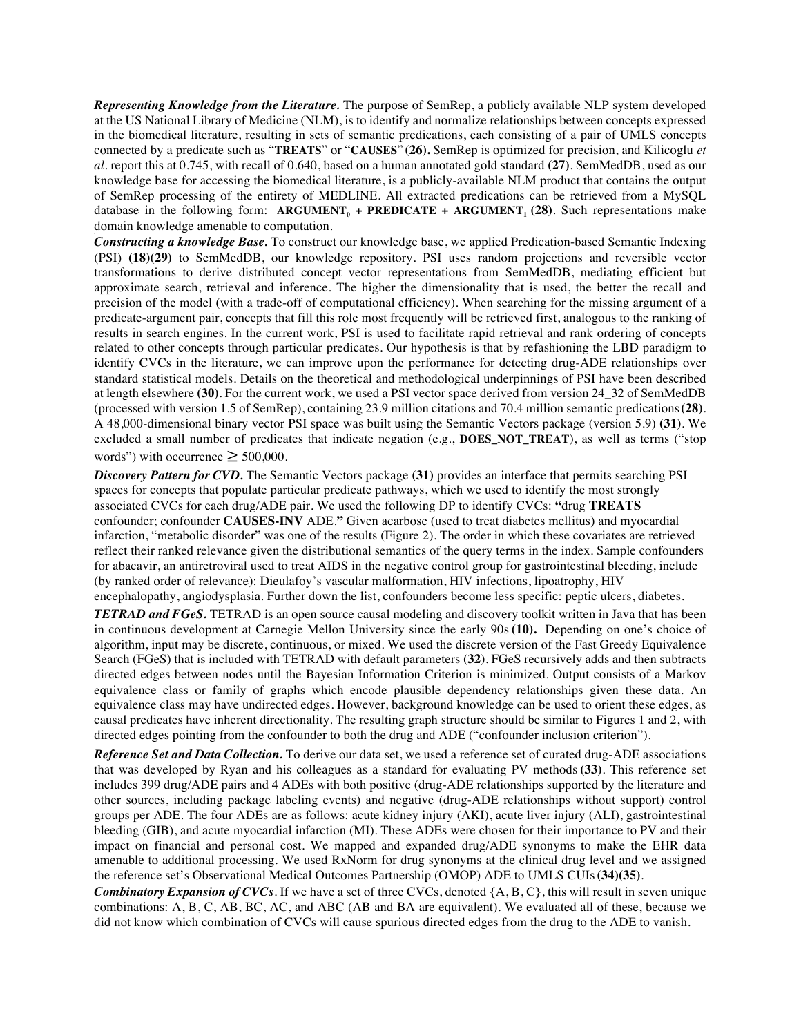***Representing Knowledge from the Literature.*** The purpose of SemRep, a publicly available NLP system developed at the US National Library of Medicine (NLM), is to identify and normalize relationships between concepts expressed in the biomedical literature, resulting in sets of semantic predications, each consisting of a pair of UMLS concepts connected by a predicate such as "**TREATS**" or "**CAUSES**" **(26).** SemRep is optimized for precision, and Kilicoglu *et al*. report this at 0.745, with recall of 0.640, based on a human annotated gold standard **(27)**. SemMedDB, used as our knowledge base for accessing the biomedical literature, is a publicly-available NLM product that contains the output of SemRep processing of the entirety of MEDLINE. All extracted predications can be retrieved from a MySQL database in the following form: **$\textbf{ARGUMENT}_0$ + PREDICATE + $\textbf{ARGUMENT}_1$ (28)**. Such representations make domain knowledge amenable to computation.

***Constructing a knowledge Base.*** To construct our knowledge base, we applied Predication-based Semantic Indexing (PSI) **(18)(29)** to SemMedDB, our knowledge repository. PSI uses random projections and reversible vector transformations to derive distributed concept vector representations from SemMedDB, mediating efficient but approximate search, retrieval and inference. The higher the dimensionality that is used, the better the recall and precision of the model (with a trade-off of computational efficiency). When searching for the missing argument of a predicate-argument pair, concepts that fill this role most frequently will be retrieved first, analogous to the ranking of results in search engines. In the current work, PSI is used to facilitate rapid retrieval and rank ordering of concepts related to other concepts through particular predicates. Our hypothesis is that by refashioning the LBD paradigm to identify CVCs in the literature, we can improve upon the performance for detecting drug-ADE relationships over standard statistical models. Details on the theoretical and methodological underpinnings of PSI have been described at length elsewhere **(30)**. For the current work, we used a PSI vector space derived from version 24_32 of SemMedDB (processed with version 1.5 of SemRep), containing 23.9 million citations and 70.4 million semantic predications **(28)**. A 48,000-dimensional binary vector PSI space was built using the Semantic Vectors package (version 5.9) **(31)**. We excluded a small number of predicates that indicate negation (e.g., **DOES_NOT_TREAT**), as well as terms ("stop words") with occurrence $\geq$ 500,000.

***Discovery Pattern for CVD.*** The Semantic Vectors package **(31)** provides an interface that permits searching PSI spaces for concepts that populate particular predicate pathways, which we used to identify the most strongly associated CVCs for each drug/ADE pair. We used the following DP to identify CVCs: **"**drug **TREATS** confounder; confounder **CAUSES-INV** ADE.**"** Given acarbose (used to treat diabetes mellitus) and myocardial infarction, "metabolic disorder" was one of the results (Figure 2). The order in which these covariates are retrieved reflect their ranked relevance given the distributional semantics of the query terms in the index. Sample confounders for abacavir, an antiretroviral used to treat AIDS in the negative control group for gastrointestinal bleeding, include (by ranked order of relevance): Dieulafoy's vascular malformation, HIV infections, lipoatrophy, HIV encephalopathy, angiodysplasia. Further down the list, confounders become less specific: peptic ulcers, diabetes.

***TETRAD and FGeS.*** TETRAD is an open source causal modeling and discovery toolkit written in Java that has been in continuous development at Carnegie Mellon University since the early 90s **(10).** Depending on one's choice of algorithm, input may be discrete, continuous, or mixed. We used the discrete version of the Fast Greedy Equivalence Search (FGeS) that is included with TETRAD with default parameters **(32)**. FGeS recursively adds and then subtracts directed edges between nodes until the Bayesian Information Criterion is minimized. Output consists of a Markov equivalence class or family of graphs which encode plausible dependency relationships given these data. An equivalence class may have undirected edges. However, background knowledge can be used to orient these edges, as causal predicates have inherent directionality. The resulting graph structure should be similar to Figures 1 and 2, with directed edges pointing from the confounder to both the drug and ADE ("confounder inclusion criterion").

***Reference Set and Data Collection.*** To derive our data set, we used a reference set of curated drug-ADE associations that was developed by Ryan and his colleagues as a standard for evaluating PV methods **(33)**. This reference set includes 399 drug/ADE pairs and 4 ADEs with both positive (drug-ADE relationships supported by the literature and other sources, including package labeling events) and negative (drug-ADE relationships without support) control groups per ADE. The four ADEs are as follows: acute kidney injury (AKI), acute liver injury (ALI), gastrointestinal bleeding (GIB), and acute myocardial infarction (MI). These ADEs were chosen for their importance to PV and their impact on financial and personal cost. We mapped and expanded drug/ADE synonyms to make the EHR data amenable to additional processing. We used RxNorm for drug synonyms at the clinical drug level and we assigned the reference set's Observational Medical Outcomes Partnership (OMOP) ADE to UMLS CUIs **(34)(35)**.

***Combinatory Expansion of CVCs***. If we have a set of three CVCs, denoted {A, B, C}, this will result in seven unique combinations: A, B, C, AB, BC, AC, and ABC (AB and BA are equivalent). We evaluated all of these, because we did not know which combination of CVCs will cause spurious directed edges from the drug to the ADE to vanish.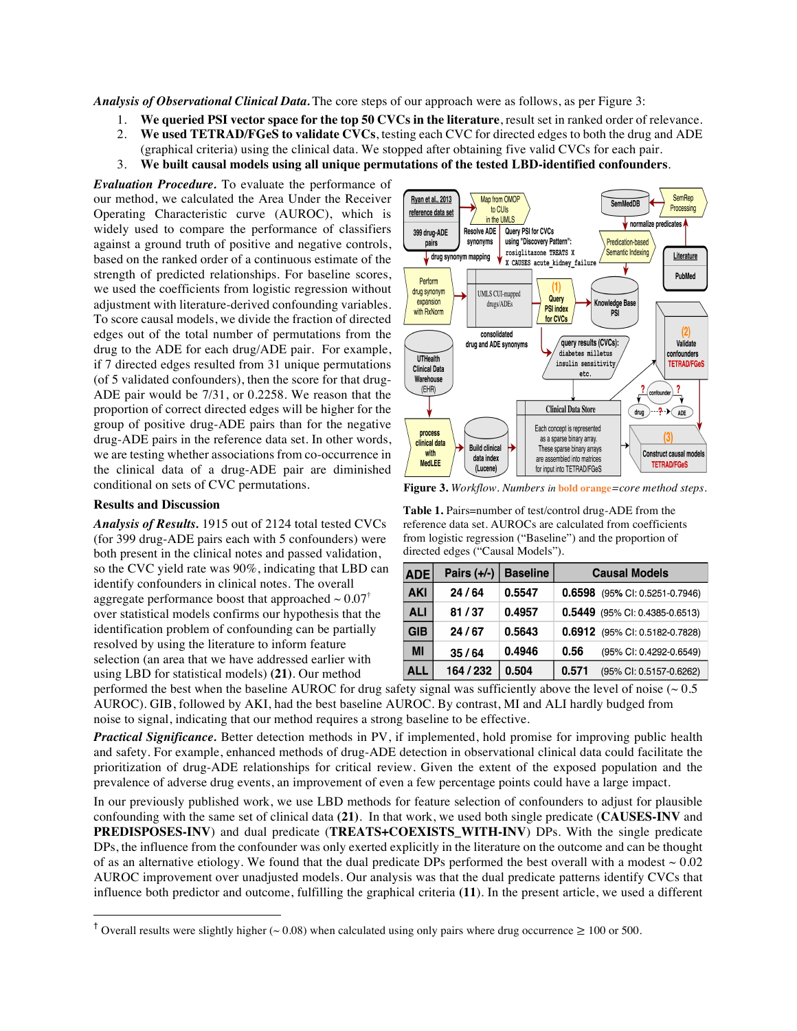***Analysis of Observational Clinical Data.*** The core steps of our approach were as follows, as per Figure 3:

1. **We queried PSI vector space for the top 50 CVCs in the literature**, result set in ranked order of relevance.
2. **We used TETRAD/FGeS to validate CVCs**, testing each CVC for directed edges to both the drug and ADE (graphical criteria) using the clinical data. We stopped after obtaining five valid CVCs for each pair.
3. **We built causal models using all unique permutations of the tested LBD-identified confounders**.

***Evaluation Procedure.*** To evaluate the performance of our method, we calculated the Area Under the Receiver Operating Characteristic curve (AUROC), which is widely used to compare the performance of classifiers against a ground truth of positive and negative controls, based on the ranked order of a continuous estimate of the strength of predicted relationships. For baseline scores, we used the coefficients from logistic regression without adjustment with literature-derived confounding variables. To score causal models, we divide the fraction of directed edges out of the total number of permutations from the drug to the ADE for each drug/ADE pair. For example, if 7 directed edges resulted from 31 unique permutations (of 5 validated confounders), then the score for that drug-ADE pair would be 7/31, or 0.2258. We reason that the proportion of correct directed edges will be higher for the group of positive drug-ADE pairs than for the negative drug-ADE pairs in the reference data set. In other words, we are testing whether associations from co-occurrence in the clinical data of a drug-ADE pair are diminished conditional on sets of CVC permutations.

**Figure 3.** *Workflow. Numbers in* **bold orange***=core method steps.*

## Results and Discussion

***Analysis of Results.*** 1915 out of 2124 total tested CVCs (for 399 drug-ADE pairs each with 5 confounders) were both present in the clinical notes and passed validation, so the CVC yield rate was 90%, indicating that LBD can identify confounders in clinical notes. The overall aggregate performance boost that approached ~ 0.07† over statistical models confirms our hypothesis that the identification problem of confounding can be partially resolved by using the literature to inform feature selection (an area that we have addressed earlier with using LBD for statistical models) **(21)**. Our method performed the best when the baseline AUROC for drug safety signal was sufficiently above the level of noise (~ 0.5 AUROC). GIB, followed by AKI, had the best baseline AUROC. By contrast, MI and ALI hardly budged from noise to signal, indicating that our method requires a strong baseline to be effective.

**Table 1.** Pairs=number of test/control drug-ADE from the reference data set. AUROCs are calculated from coefficients from logistic regression ("Baseline") and the proportion of directed edges ("Causal Models").

| ADE | Pairs (+/-) | Baseline | Causal Models |
|---|---|---|---|
| AKI | 24 / 64 | 0.5547 | **0.6598** (95% CI: 0.5251-0.7946) |
| ALI | 81 / 37 | 0.4957 | **0.5449** (95% CI: 0.4385-0.6513) |
| GIB | 24 / 67 | 0.5643 | **0.6912** (95% CI: 0.5182-0.7828) |
| MI | 35 / 64 | 0.4946 | **0.56** (95% CI: 0.4292-0.6549) |
| ALL | 164 / 232 | 0.504 | **0.571** (95% CI: 0.5157-0.6262) |

***Practical Significance.*** Better detection methods in PV, if implemented, hold promise for improving public health and safety. For example, enhanced methods of drug-ADE detection in observational clinical data could facilitate the prioritization of drug-ADE relationships for critical review. Given the extent of the exposed population and the prevalence of adverse drug events, an improvement of even a few percentage points could have a large impact.

In our previously published work, we use LBD methods for feature selection of confounders to adjust for plausible confounding with the same set of clinical data **(21)**. In that work, we used both single predicate (**CAUSES-INV** and **PREDISPOSES-INV**) and dual predicate (**TREATS+COEXISTS_WITH-INV**) DPs. With the single predicate DPs, the influence from the confounder was only exerted explicitly in the literature on the outcome and can be thought of as an alternative etiology. We found that the dual predicate DPs performed the best overall with a modest ~ 0.02 AUROC improvement over unadjusted models. Our analysis was that the dual predicate patterns identify CVCs that influence both predictor and outcome, fulfilling the graphical criteria **(11)**. In the present article, we used a different

† Overall results were slightly higher (~ 0.08) when calculated using only pairs where drug occurrence ≥ 100 or 500.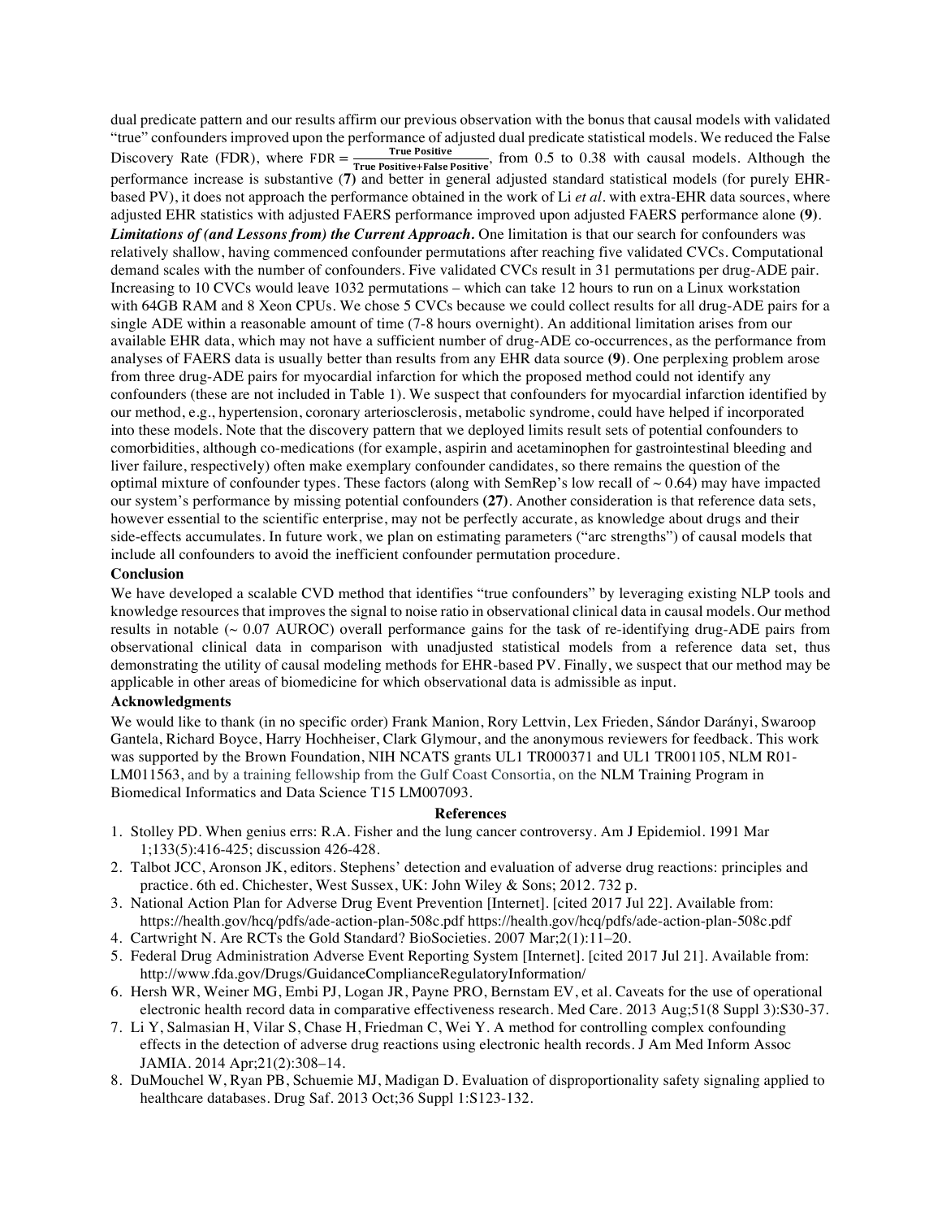dual predicate pattern and our results affirm our previous observation with the bonus that causal models with validated "true" confounders improved upon the performance of adjusted dual predicate statistical models. We reduced the False Discovery Rate (FDR), where $\text{FDR} = \frac{\text{True Positive}}{\text{True Positive+False Positive}}$, from 0.5 to 0.38 with causal models. Although the performance increase is substantive (**7**) and better in general adjusted standard statistical models (for purely EHR-based PV), it does not approach the performance obtained in the work of Li *et al*. with extra-EHR data sources, where adjusted EHR statistics with adjusted FAERS performance improved upon adjusted FAERS performance alone (**9**).

***Limitations of (and Lessons from) the Current Approach.*** One limitation is that our search for confounders was relatively shallow, having commenced confounder permutations after reaching five validated CVCs. Computational demand scales with the number of confounders. Five validated CVCs result in 31 permutations per drug-ADE pair. Increasing to 10 CVCs would leave 1032 permutations – which can take 12 hours to run on a Linux workstation with 64GB RAM and 8 Xeon CPUs. We chose 5 CVCs because we could collect results for all drug-ADE pairs for a single ADE within a reasonable amount of time (7-8 hours overnight). An additional limitation arises from our available EHR data, which may not have a sufficient number of drug-ADE co-occurrences, as the performance from analyses of FAERS data is usually better than results from any EHR data source (**9**). One perplexing problem arose from three drug-ADE pairs for myocardial infarction for which the proposed method could not identify any confounders (these are not included in Table 1). We suspect that confounders for myocardial infarction identified by our method, e.g., hypertension, coronary arteriosclerosis, metabolic syndrome, could have helped if incorporated into these models. Note that the discovery pattern that we deployed limits result sets of potential confounders to comorbidities, although co-medications (for example, aspirin and acetaminophen for gastrointestinal bleeding and liver failure, respectively) often make exemplary confounder candidates, so there remains the question of the optimal mixture of confounder types. These factors (along with SemRep's low recall of ~ 0.64) may have impacted our system's performance by missing potential confounders (**27**). Another consideration is that reference data sets, however essential to the scientific enterprise, may not be perfectly accurate, as knowledge about drugs and their side-effects accumulates. In future work, we plan on estimating parameters ("arc strengths") of causal models that include all confounders to avoid the inefficient confounder permutation procedure.

## Conclusion

We have developed a scalable CVD method that identifies "true confounders" by leveraging existing NLP tools and knowledge resources that improves the signal to noise ratio in observational clinical data in causal models. Our method results in notable (~ 0.07 AUROC) overall performance gains for the task of re-identifying drug-ADE pairs from observational clinical data in comparison with unadjusted statistical models from a reference data set, thus demonstrating the utility of causal modeling methods for EHR-based PV. Finally, we suspect that our method may be applicable in other areas of biomedicine for which observational data is admissible as input.

## Acknowledgments

We would like to thank (in no specific order) Frank Manion, Rory Lettvin, Lex Frieden, Sándor Darányi, Swaroop Gantela, Richard Boyce, Harry Hochheiser, Clark Glymour, and the anonymous reviewers for feedback. This work was supported by the Brown Foundation, NIH NCATS grants UL1 TR000371 and UL1 TR001105, NLM R01-LM011563, and by a training fellowship from the Gulf Coast Consortia, on the NLM Training Program in Biomedical Informatics and Data Science T15 LM007093.

## References

1. Stolley PD. When genius errs: R.A. Fisher and the lung cancer controversy. Am J Epidemiol. 1991 Mar 1;133(5):416-425; discussion 426-428.
2. Talbot JCC, Aronson JK, editors. Stephens' detection and evaluation of adverse drug reactions: principles and practice. 6th ed. Chichester, West Sussex, UK: John Wiley & Sons; 2012. 732 p.
3. National Action Plan for Adverse Drug Event Prevention [Internet]. [cited 2017 Jul 22]. Available from: https://health.gov/hcq/pdfs/ade-action-plan-508c.pdf https://health.gov/hcq/pdfs/ade-action-plan-508c.pdf
4. Cartwright N. Are RCTs the Gold Standard? BioSocieties. 2007 Mar;2(1):11–20.
5. Federal Drug Administration Adverse Event Reporting System [Internet]. [cited 2017 Jul 21]. Available from: http://www.fda.gov/Drugs/GuidanceComplianceRegulatoryInformation/
6. Hersh WR, Weiner MG, Embi PJ, Logan JR, Payne PRO, Bernstam EV, et al. Caveats for the use of operational electronic health record data in comparative effectiveness research. Med Care. 2013 Aug;51(8 Suppl 3):S30-37.
7. Li Y, Salmasian H, Vilar S, Chase H, Friedman C, Wei Y. A method for controlling complex confounding effects in the detection of adverse drug reactions using electronic health records. J Am Med Inform Assoc JAMIA. 2014 Apr;21(2):308–14.
8. DuMouchel W, Ryan PB, Schuemie MJ, Madigan D. Evaluation of disproportionality safety signaling applied to healthcare databases. Drug Saf. 2013 Oct;36 Suppl 1:S123-132.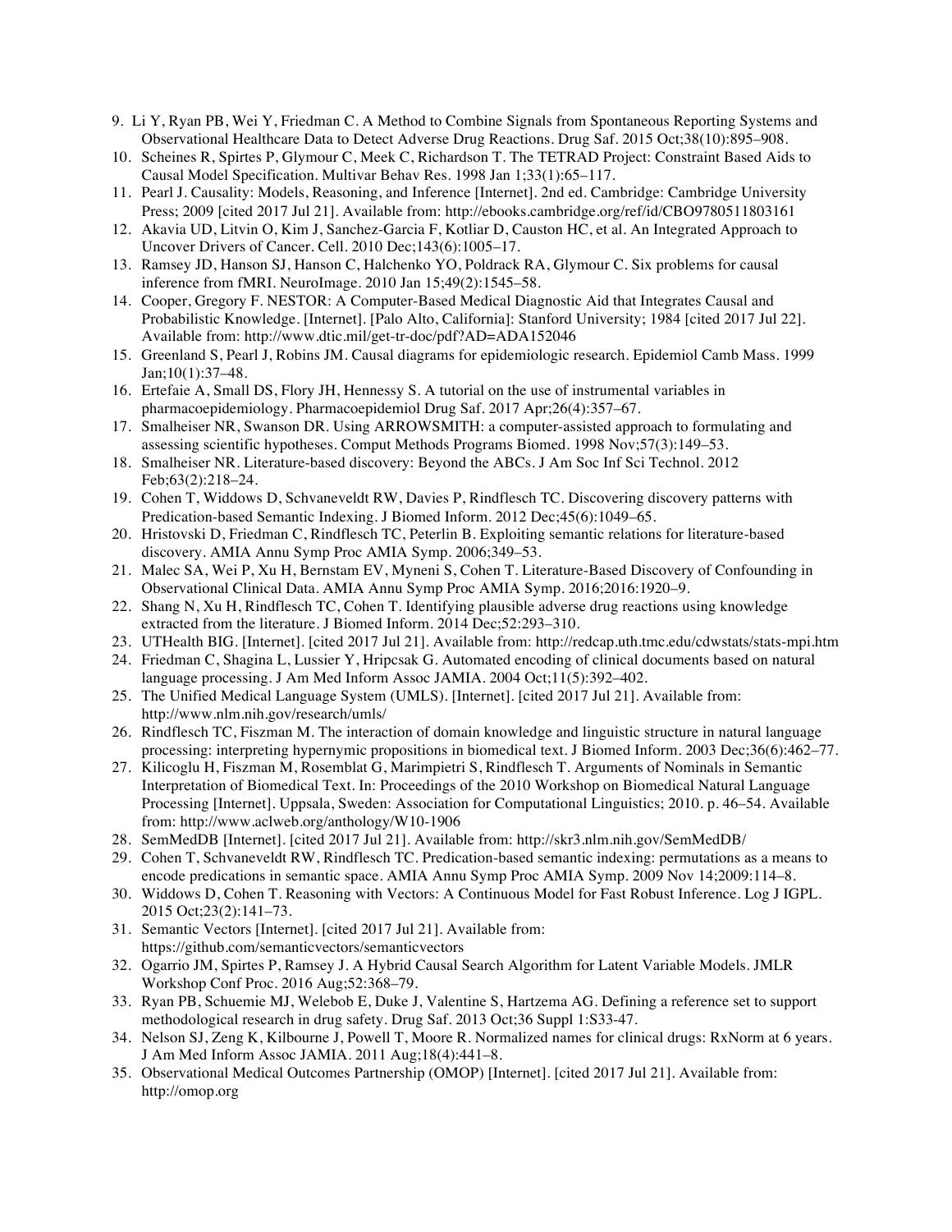9. Li Y, Ryan PB, Wei Y, Friedman C. A Method to Combine Signals from Spontaneous Reporting Systems and Observational Healthcare Data to Detect Adverse Drug Reactions. Drug Saf. 2015 Oct;38(10):895–908.
10. Scheines R, Spirtes P, Glymour C, Meek C, Richardson T. The TETRAD Project: Constraint Based Aids to Causal Model Specification. Multivar Behav Res. 1998 Jan 1;33(1):65–117.
11. Pearl J. Causality: Models, Reasoning, and Inference [Internet]. 2nd ed. Cambridge: Cambridge University Press; 2009 [cited 2017 Jul 21]. Available from: http://ebooks.cambridge.org/ref/id/CBO9780511803161
12. Akavia UD, Litvin O, Kim J, Sanchez-Garcia F, Kotliar D, Causton HC, et al. An Integrated Approach to Uncover Drivers of Cancer. Cell. 2010 Dec;143(6):1005–17.
13. Ramsey JD, Hanson SJ, Hanson C, Halchenko YO, Poldrack RA, Glymour C. Six problems for causal inference from fMRI. NeuroImage. 2010 Jan 15;49(2):1545–58.
14. Cooper, Gregory F. NESTOR: A Computer-Based Medical Diagnostic Aid that Integrates Causal and Probabilistic Knowledge. [Internet]. [Palo Alto, California]: Stanford University; 1984 [cited 2017 Jul 22]. Available from: http://www.dtic.mil/get-tr-doc/pdf?AD=ADA152046
15. Greenland S, Pearl J, Robins JM. Causal diagrams for epidemiologic research. Epidemiol Camb Mass. 1999 Jan;10(1):37–48.
16. Ertefaie A, Small DS, Flory JH, Hennessy S. A tutorial on the use of instrumental variables in pharmacoepidemiology. Pharmacoepidemiol Drug Saf. 2017 Apr;26(4):357–67.
17. Smalheiser NR, Swanson DR. Using ARROWSMITH: a computer-assisted approach to formulating and assessing scientific hypotheses. Comput Methods Programs Biomed. 1998 Nov;57(3):149–53.
18. Smalheiser NR. Literature-based discovery: Beyond the ABCs. J Am Soc Inf Sci Technol. 2012 Feb;63(2):218–24.
19. Cohen T, Widdows D, Schvaneveldt RW, Davies P, Rindflesch TC. Discovering discovery patterns with Predication-based Semantic Indexing. J Biomed Inform. 2012 Dec;45(6):1049–65.
20. Hristovski D, Friedman C, Rindflesch TC, Peterlin B. Exploiting semantic relations for literature-based discovery. AMIA Annu Symp Proc AMIA Symp. 2006;349–53.
21. Malec SA, Wei P, Xu H, Bernstam EV, Myneni S, Cohen T. Literature-Based Discovery of Confounding in Observational Clinical Data. AMIA Annu Symp Proc AMIA Symp. 2016;2016:1920–9.
22. Shang N, Xu H, Rindflesch TC, Cohen T. Identifying plausible adverse drug reactions using knowledge extracted from the literature. J Biomed Inform. 2014 Dec;52:293–310.
23. UTHealth BIG. [Internet]. [cited 2017 Jul 21]. Available from: http://redcap.uth.tmc.edu/cdwstats/stats-mpi.htm
24. Friedman C, Shagina L, Lussier Y, Hripcsak G. Automated encoding of clinical documents based on natural language processing. J Am Med Inform Assoc JAMIA. 2004 Oct;11(5):392–402.
25. The Unified Medical Language System (UMLS). [Internet]. [cited 2017 Jul 21]. Available from: http://www.nlm.nih.gov/research/umls/
26. Rindflesch TC, Fiszman M. The interaction of domain knowledge and linguistic structure in natural language processing: interpreting hypernymic propositions in biomedical text. J Biomed Inform. 2003 Dec;36(6):462–77.
27. Kilicoglu H, Fiszman M, Rosemblat G, Marimpietri S, Rindflesch T. Arguments of Nominals in Semantic Interpretation of Biomedical Text. In: Proceedings of the 2010 Workshop on Biomedical Natural Language Processing [Internet]. Uppsala, Sweden: Association for Computational Linguistics; 2010. p. 46–54. Available from: http://www.aclweb.org/anthology/W10-1906
28. SemMedDB [Internet]. [cited 2017 Jul 21]. Available from: http://skr3.nlm.nih.gov/SemMedDB/
29. Cohen T, Schvaneveldt RW, Rindflesch TC. Predication-based semantic indexing: permutations as a means to encode predications in semantic space. AMIA Annu Symp Proc AMIA Symp. 2009 Nov 14;2009:114–8.
30. Widdows D, Cohen T. Reasoning with Vectors: A Continuous Model for Fast Robust Inference. Log J IGPL. 2015 Oct;23(2):141–73.
31. Semantic Vectors [Internet]. [cited 2017 Jul 21]. Available from: https://github.com/semanticvectors/semanticvectors
32. Ogarrio JM, Spirtes P, Ramsey J. A Hybrid Causal Search Algorithm for Latent Variable Models. JMLR Workshop Conf Proc. 2016 Aug;52:368–79.
33. Ryan PB, Schuemie MJ, Welebob E, Duke J, Valentine S, Hartzema AG. Defining a reference set to support methodological research in drug safety. Drug Saf. 2013 Oct;36 Suppl 1:S33-47.
34. Nelson SJ, Zeng K, Kilbourne J, Powell T, Moore R. Normalized names for clinical drugs: RxNorm at 6 years. J Am Med Inform Assoc JAMIA. 2011 Aug;18(4):441–8.
35. Observational Medical Outcomes Partnership (OMOP) [Internet]. [cited 2017 Jul 21]. Available from: http://omop.org